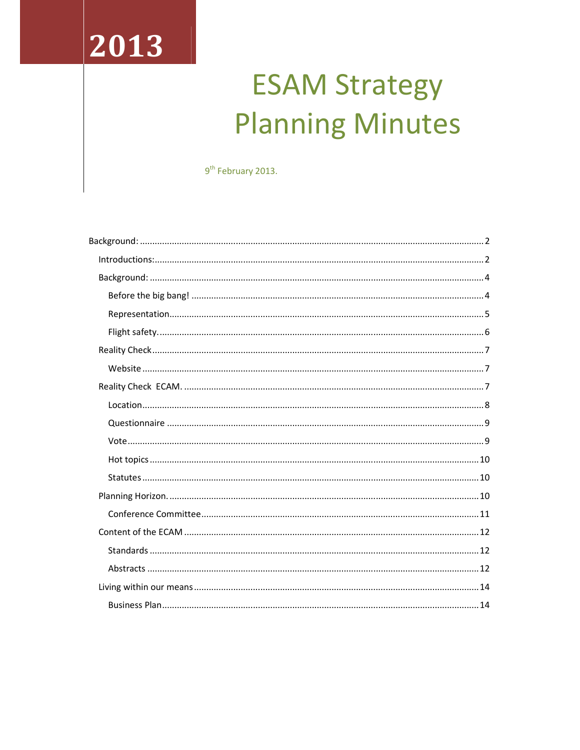2013

# ESAM Strategy Planning Minutes

9th February 2013.

- Background: ... 2
  - Introductions: ... 2
  - Background: ... 4
    - Before the big bang! ... 4
    - Representation ... 5
    - Flight safety. ... 6
  - Reality Check ... 7
    - Website ... 7
  - Reality Check ECAM. ... 7
    - Location ... 8
    - Questionnaire ... 9
    - Vote ... 9
    - Hot topics ... 10
    - Statutes ... 10
  - Planning Horizon. ... 10
    - Conference Committee ... 11
  - Content of the ECAM ... 12
    - Standards ... 12
    - Abstracts ... 12
  - Living within our means ... 14
    - Business Plan ... 14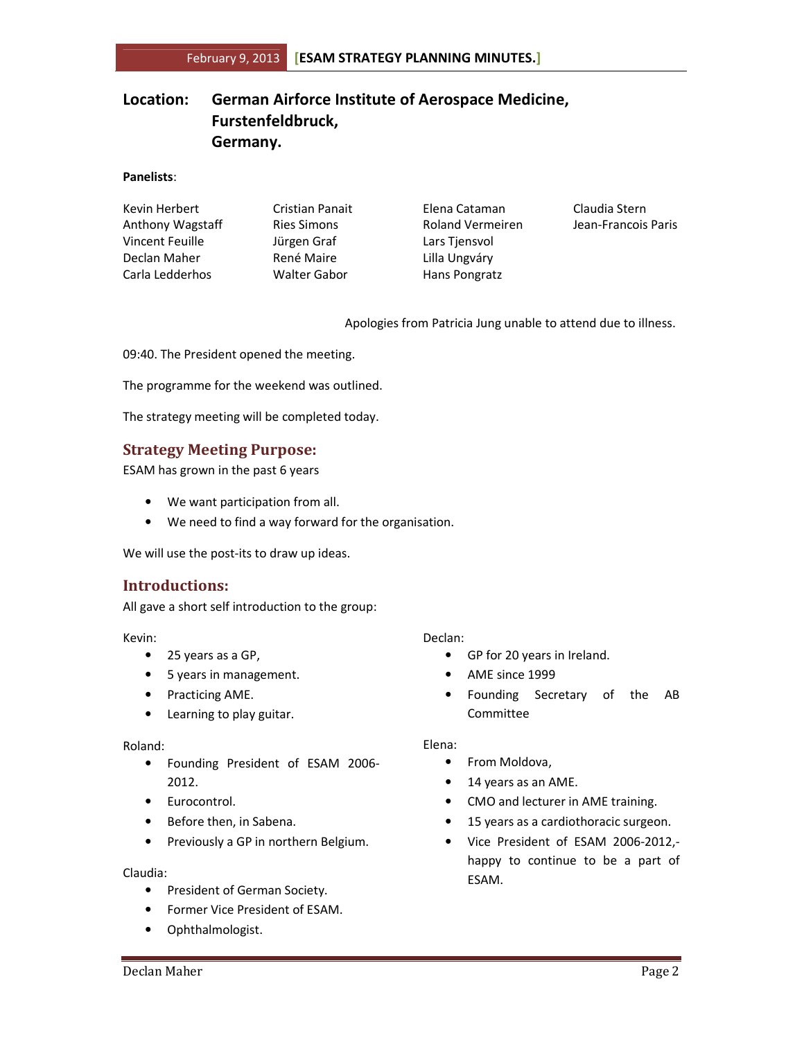**Location:** **German Airforce Institute of Aerospace Medicine, Furstenfeldbruck, Germany.**

**Panelists**:

| | | | |
|---|---|---|---|
| Kevin Herbert | Cristian Panait | Elena Cataman | Claudia Stern |
| Anthony Wagstaff | Ries Simons | Roland Vermeiren | Jean-Francois Paris |
| Vincent Feuille | Jürgen Graf | Lars Tjensvol | |
| Declan Maher | René Maire | Lilla Ungváry | |
| Carla Ledderhos | Walter Gabor | Hans Pongratz | |

Apologies from Patricia Jung unable to attend due to illness.

09:40. The President opened the meeting.

The programme for the weekend was outlined.

The strategy meeting will be completed today.

## Strategy Meeting Purpose:

ESAM has grown in the past 6 years

- We want participation from all.
- We need to find a way forward for the organisation.

We will use the post-its to draw up ideas.

## Introductions:

All gave a short self introduction to the group:

Kevin:

- 25 years as a GP,
- 5 years in management.
- Practicing AME.
- Learning to play guitar.

Roland:

- Founding President of ESAM 2006-2012.
- Eurocontrol.
- Before then, in Sabena.
- Previously a GP in northern Belgium.

Claudia:

- President of German Society.
- Former Vice President of ESAM.
- Ophthalmologist.

Declan:

- GP for 20 years in Ireland.
- AME since 1999
- Founding Secretary of the AB Committee

Elena:

- From Moldova,
- 14 years as an AME.
- CMO and lecturer in AME training.
- 15 years as a cardiothoracic surgeon.
- Vice President of ESAM 2006-2012,- happy to continue to be a part of ESAM.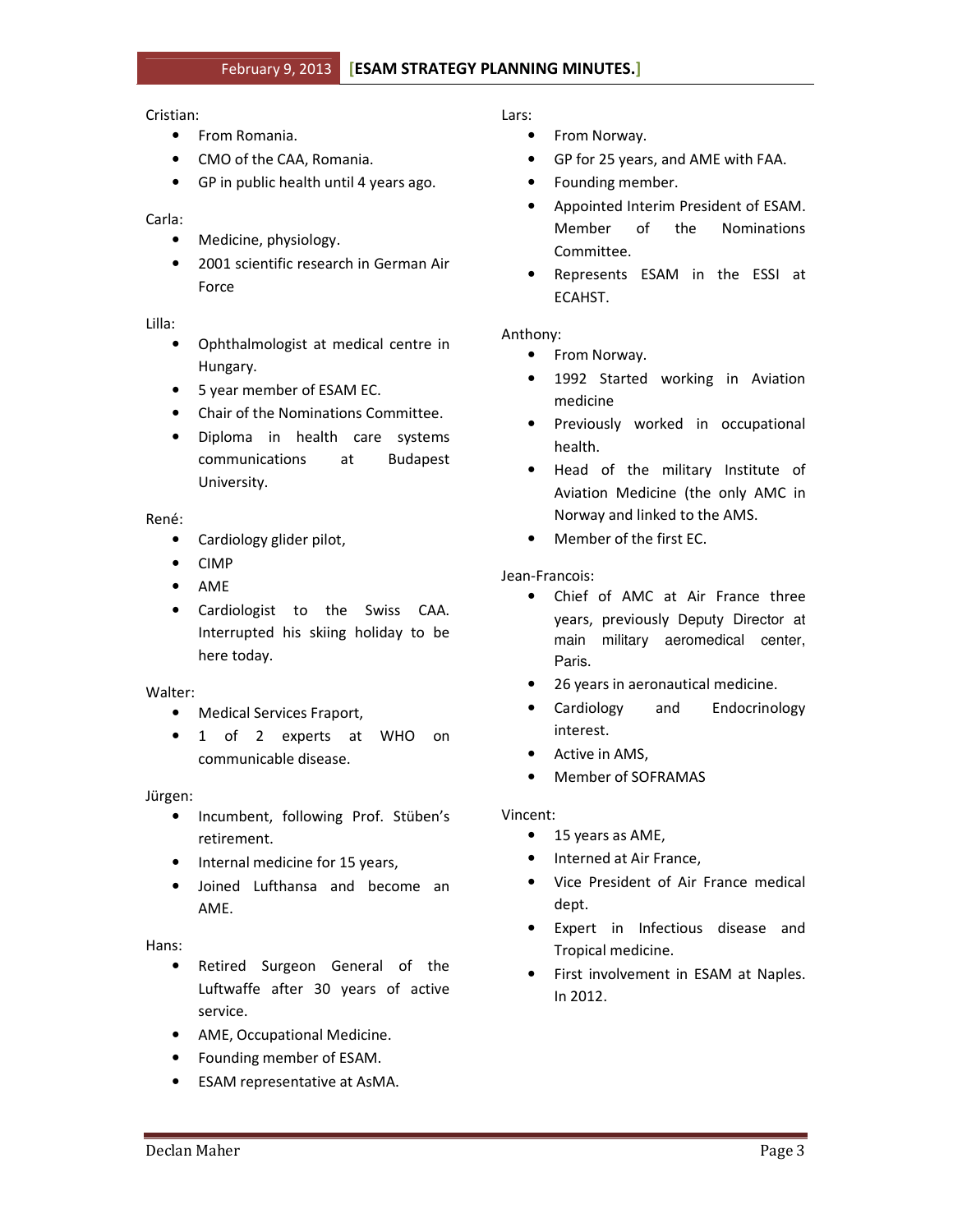Cristian:

- From Romania.
- CMO of the CAA, Romania.
- GP in public health until 4 years ago.

Carla:

- Medicine, physiology.
- 2001 scientific research in German Air Force

Lilla:

- Ophthalmologist at medical centre in Hungary.
- 5 year member of ESAM EC.
- Chair of the Nominations Committee.
- Diploma in health care systems communications at Budapest University.

René:

- Cardiology glider pilot,
- CIMP
- AME
- Cardiologist to the Swiss CAA. Interrupted his skiing holiday to be here today.

Walter:

- Medical Services Fraport,
- 1 of 2 experts at WHO on communicable disease.

Jürgen:

- Incumbent, following Prof. Stüben's retirement.
- Internal medicine for 15 years,
- Joined Lufthansa and become an AME.

Hans:

- Retired Surgeon General of the Luftwaffe after 30 years of active service.
- AME, Occupational Medicine.
- Founding member of ESAM.
- ESAM representative at AsMA.

Lars:

- From Norway.
- GP for 25 years, and AME with FAA.
- Founding member.
- Appointed Interim President of ESAM. Member of the Nominations Committee.
- Represents ESAM in the ESSI at ECAHST.

Anthony:

- From Norway.
- 1992 Started working in Aviation medicine
- Previously worked in occupational health.
- Head of the military Institute of Aviation Medicine (the only AMC in Norway and linked to the AMS.
- Member of the first EC.

Jean-Francois:

- Chief of AMC at Air France three years, previously Deputy Director at main military aeromedical center, Paris.
- 26 years in aeronautical medicine.
- Cardiology and Endocrinology interest.
- Active in AMS,
- Member of SOFRAMAS

Vincent:

- 15 years as AME,
- Interned at Air France,
- Vice President of Air France medical dept.
- Expert in Infectious disease and Tropical medicine.
- First involvement in ESAM at Naples. In 2012.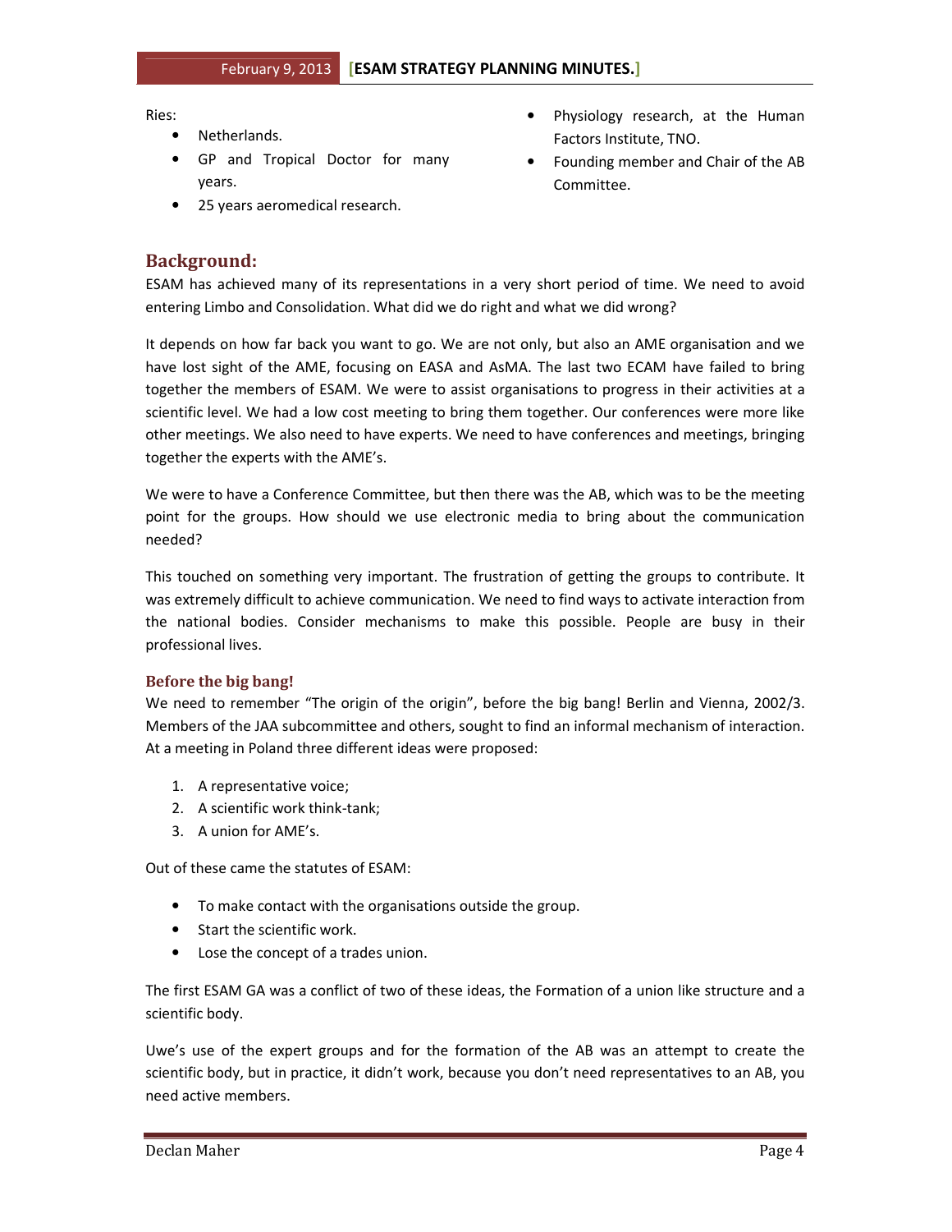Ries:

- Netherlands.
- GP and Tropical Doctor for many years.
- 25 years aeromedical research.
- Physiology research, at the Human Factors Institute, TNO.
- Founding member and Chair of the AB Committee.

## Background:

ESAM has achieved many of its representations in a very short period of time. We need to avoid entering Limbo and Consolidation. What did we do right and what we did wrong?

It depends on how far back you want to go. We are not only, but also an AME organisation and we have lost sight of the AME, focusing on EASA and AsMA. The last two ECAM have failed to bring together the members of ESAM. We were to assist organisations to progress in their activities at a scientific level. We had a low cost meeting to bring them together. Our conferences were more like other meetings. We also need to have experts. We need to have conferences and meetings, bringing together the experts with the AME's.

We were to have a Conference Committee, but then there was the AB, which was to be the meeting point for the groups. How should we use electronic media to bring about the communication needed?

This touched on something very important. The frustration of getting the groups to contribute. It was extremely difficult to achieve communication. We need to find ways to activate interaction from the national bodies. Consider mechanisms to make this possible. People are busy in their professional lives.

### Before the big bang!

We need to remember "The origin of the origin", before the big bang! Berlin and Vienna, 2002/3. Members of the JAA subcommittee and others, sought to find an informal mechanism of interaction. At a meeting in Poland three different ideas were proposed:

1. A representative voice;
2. A scientific work think-tank;
3. A union for AME's.

Out of these came the statutes of ESAM:

- To make contact with the organisations outside the group.
- Start the scientific work.
- Lose the concept of a trades union.

The first ESAM GA was a conflict of two of these ideas, the Formation of a union like structure and a scientific body.

Uwe's use of the expert groups and for the formation of the AB was an attempt to create the scientific body, but in practice, it didn't work, because you don't need representatives to an AB, you need active members.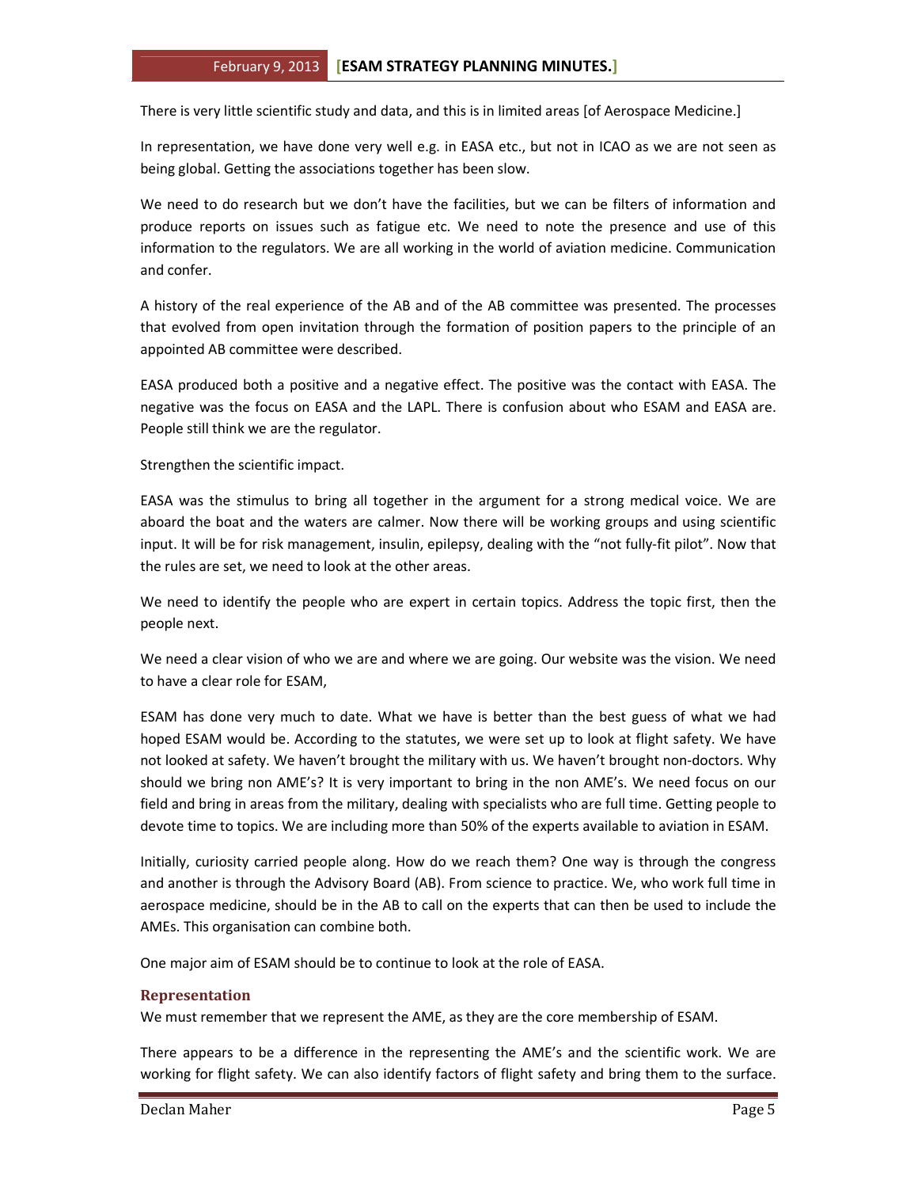There is very little scientific study and data, and this is in limited areas [of Aerospace Medicine.]

In representation, we have done very well e.g. in EASA etc., but not in ICAO as we are not seen as being global. Getting the associations together has been slow.

We need to do research but we don't have the facilities, but we can be filters of information and produce reports on issues such as fatigue etc. We need to note the presence and use of this information to the regulators. We are all working in the world of aviation medicine. Communication and confer.

A history of the real experience of the AB and of the AB committee was presented. The processes that evolved from open invitation through the formation of position papers to the principle of an appointed AB committee were described.

EASA produced both a positive and a negative effect. The positive was the contact with EASA. The negative was the focus on EASA and the LAPL. There is confusion about who ESAM and EASA are. People still think we are the regulator.

Strengthen the scientific impact.

EASA was the stimulus to bring all together in the argument for a strong medical voice. We are aboard the boat and the waters are calmer. Now there will be working groups and using scientific input. It will be for risk management, insulin, epilepsy, dealing with the "not fully-fit pilot". Now that the rules are set, we need to look at the other areas.

We need to identify the people who are expert in certain topics. Address the topic first, then the people next.

We need a clear vision of who we are and where we are going. Our website was the vision. We need to have a clear role for ESAM,

ESAM has done very much to date. What we have is better than the best guess of what we had hoped ESAM would be. According to the statutes, we were set up to look at flight safety. We have not looked at safety. We haven't brought the military with us. We haven't brought non-doctors. Why should we bring non AME's? It is very important to bring in the non AME's. We need focus on our field and bring in areas from the military, dealing with specialists who are full time. Getting people to devote time to topics. We are including more than 50% of the experts available to aviation in ESAM.

Initially, curiosity carried people along. How do we reach them? One way is through the congress and another is through the Advisory Board (AB). From science to practice. We, who work full time in aerospace medicine, should be in the AB to call on the experts that can then be used to include the AMEs. This organisation can combine both.

One major aim of ESAM should be to continue to look at the role of EASA.

## Representation

We must remember that we represent the AME, as they are the core membership of ESAM.

There appears to be a difference in the representing the AME's and the scientific work. We are working for flight safety. We can also identify factors of flight safety and bring them to the surface.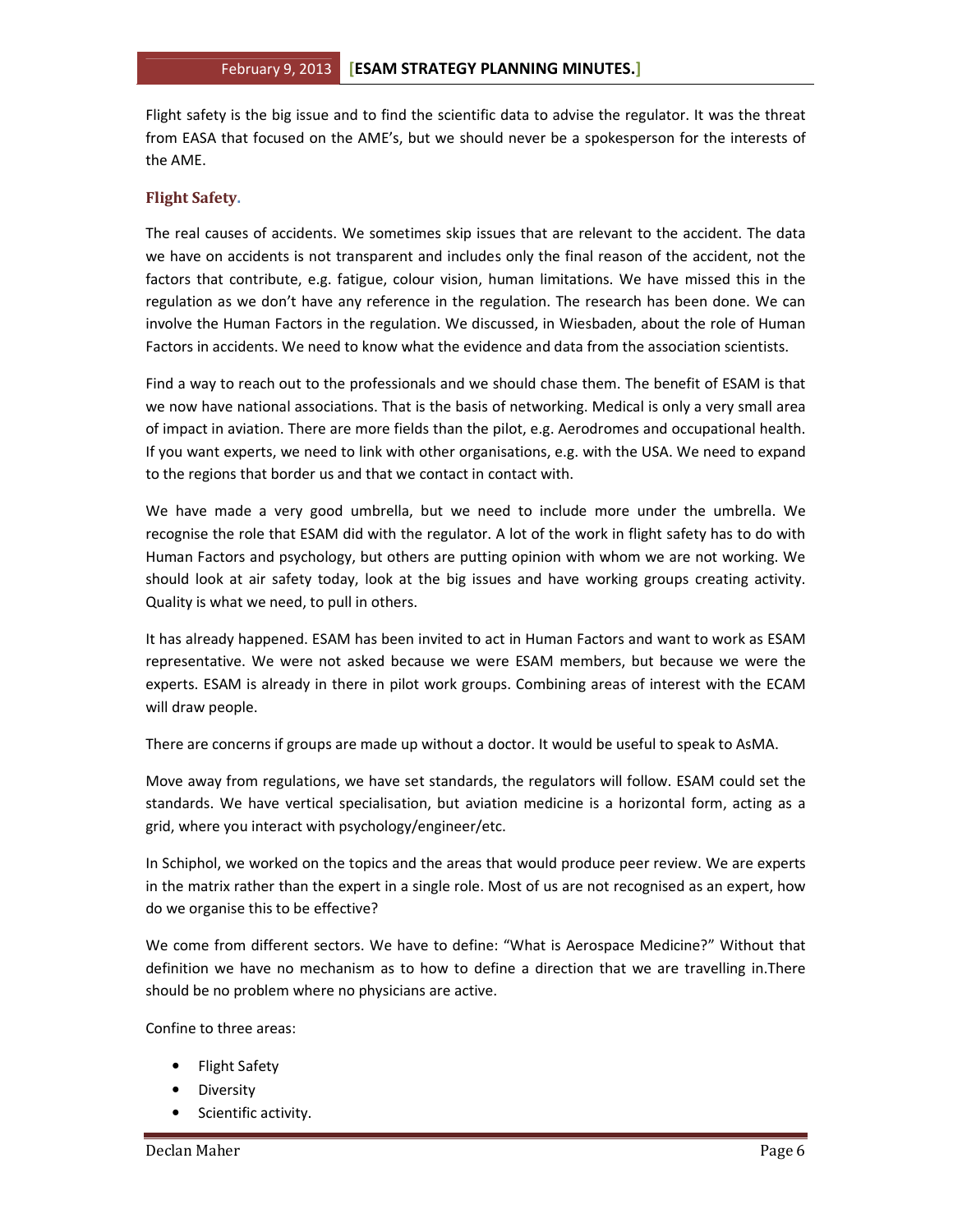Flight safety is the big issue and to find the scientific data to advise the regulator. It was the threat from EASA that focused on the AME's, but we should never be a spokesperson for the interests of the AME.

### Flight Safety.

The real causes of accidents. We sometimes skip issues that are relevant to the accident. The data we have on accidents is not transparent and includes only the final reason of the accident, not the factors that contribute, e.g. fatigue, colour vision, human limitations. We have missed this in the regulation as we don't have any reference in the regulation. The research has been done. We can involve the Human Factors in the regulation. We discussed, in Wiesbaden, about the role of Human Factors in accidents. We need to know what the evidence and data from the association scientists.

Find a way to reach out to the professionals and we should chase them. The benefit of ESAM is that we now have national associations. That is the basis of networking. Medical is only a very small area of impact in aviation. There are more fields than the pilot, e.g. Aerodromes and occupational health. If you want experts, we need to link with other organisations, e.g. with the USA. We need to expand to the regions that border us and that we contact in contact with.

We have made a very good umbrella, but we need to include more under the umbrella. We recognise the role that ESAM did with the regulator. A lot of the work in flight safety has to do with Human Factors and psychology, but others are putting opinion with whom we are not working. We should look at air safety today, look at the big issues and have working groups creating activity. Quality is what we need, to pull in others.

It has already happened. ESAM has been invited to act in Human Factors and want to work as ESAM representative. We were not asked because we were ESAM members, but because we were the experts. ESAM is already in there in pilot work groups. Combining areas of interest with the ECAM will draw people.

There are concerns if groups are made up without a doctor. It would be useful to speak to AsMA.

Move away from regulations, we have set standards, the regulators will follow. ESAM could set the standards. We have vertical specialisation, but aviation medicine is a horizontal form, acting as a grid, where you interact with psychology/engineer/etc.

In Schiphol, we worked on the topics and the areas that would produce peer review. We are experts in the matrix rather than the expert in a single role. Most of us are not recognised as an expert, how do we organise this to be effective?

We come from different sectors. We have to define: "What is Aerospace Medicine?" Without that definition we have no mechanism as to how to define a direction that we are travelling in.There should be no problem where no physicians are active.

Confine to three areas:

- Flight Safety
- Diversity
- Scientific activity.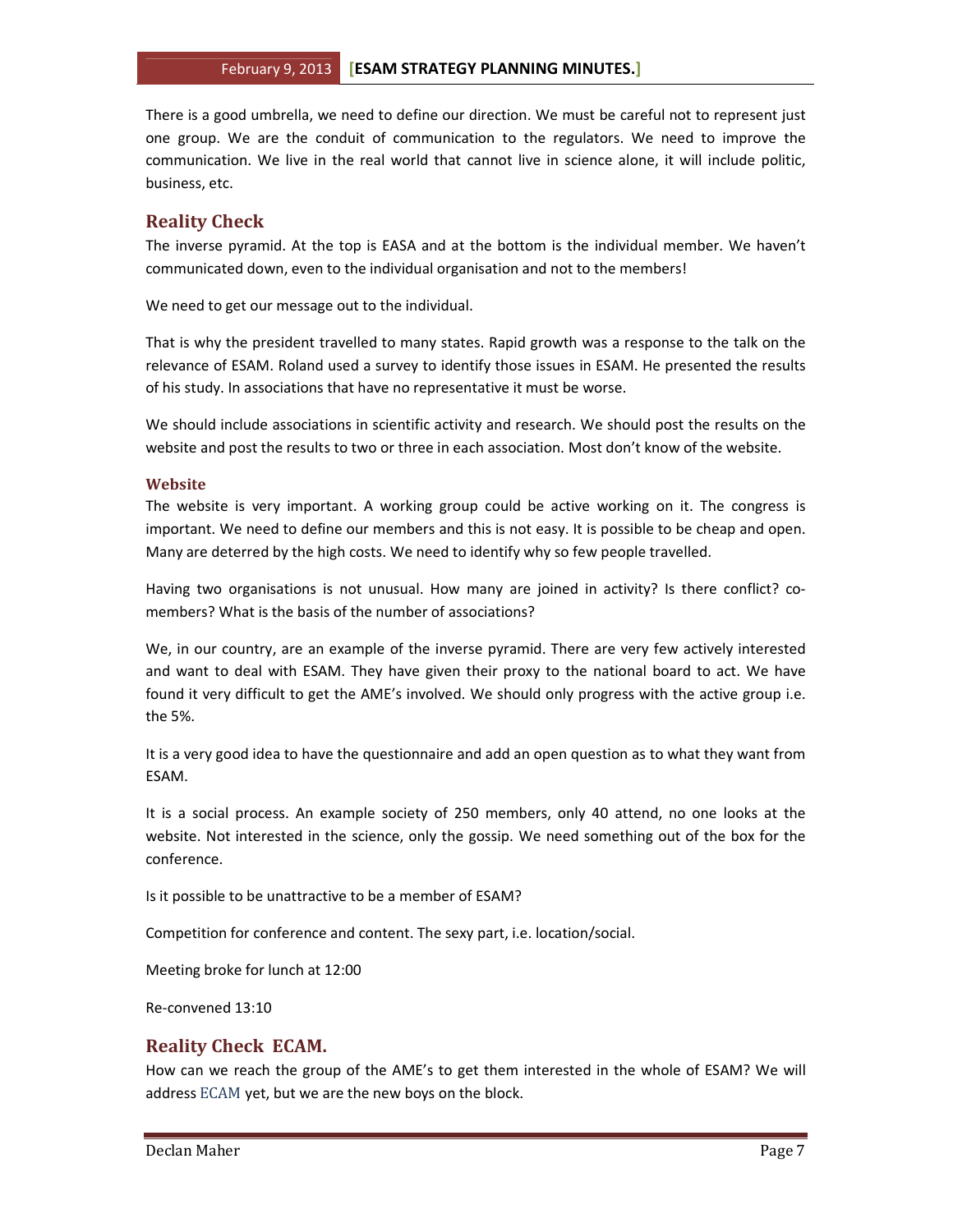There is a good umbrella, we need to define our direction. We must be careful not to represent just one group. We are the conduit of communication to the regulators. We need to improve the communication. We live in the real world that cannot live in science alone, it will include politic, business, etc.

## Reality Check

The inverse pyramid. At the top is EASA and at the bottom is the individual member. We haven't communicated down, even to the individual organisation and not to the members!

We need to get our message out to the individual.

That is why the president travelled to many states. Rapid growth was a response to the talk on the relevance of ESAM. Roland used a survey to identify those issues in ESAM. He presented the results of his study. In associations that have no representative it must be worse.

We should include associations in scientific activity and research. We should post the results on the website and post the results to two or three in each association. Most don't know of the website.

### Website

The website is very important. A working group could be active working on it. The congress is important. We need to define our members and this is not easy. It is possible to be cheap and open. Many are deterred by the high costs. We need to identify why so few people travelled.

Having two organisations is not unusual. How many are joined in activity? Is there conflict? co-members? What is the basis of the number of associations?

We, in our country, are an example of the inverse pyramid. There are very few actively interested and want to deal with ESAM. They have given their proxy to the national board to act. We have found it very difficult to get the AME's involved. We should only progress with the active group i.e. the 5%.

It is a very good idea to have the questionnaire and add an open question as to what they want from ESAM.

It is a social process. An example society of 250 members, only 40 attend, no one looks at the website. Not interested in the science, only the gossip. We need something out of the box for the conference.

Is it possible to be unattractive to be a member of ESAM?

Competition for conference and content. The sexy part, i.e. location/social.

Meeting broke for lunch at 12:00

Re-convened 13:10

## Reality Check ECAM.

How can we reach the group of the AME's to get them interested in the whole of ESAM? We will address ECAM yet, but we are the new boys on the block.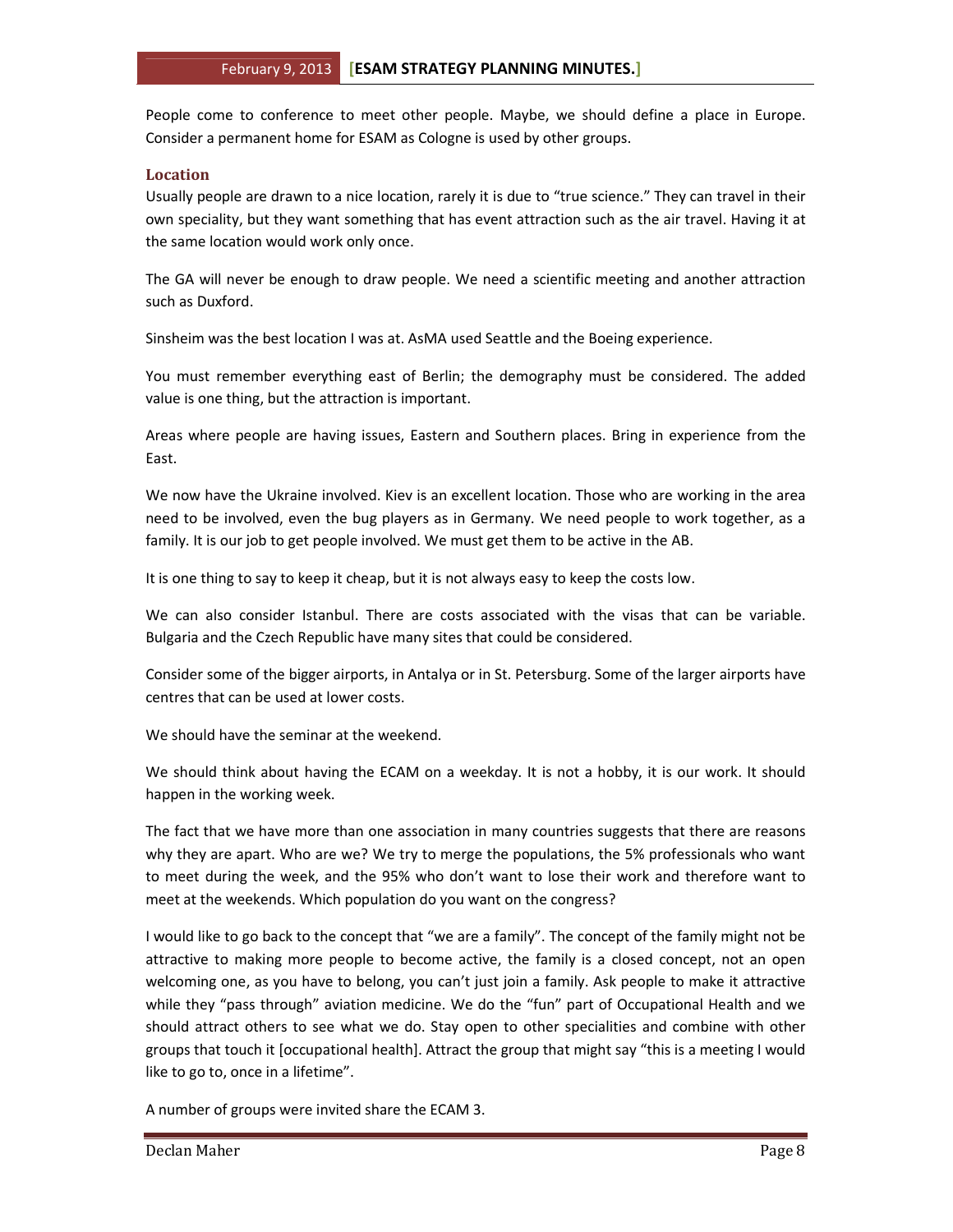People come to conference to meet other people. Maybe, we should define a place in Europe. Consider a permanent home for ESAM as Cologne is used by other groups.

### Location

Usually people are drawn to a nice location, rarely it is due to "true science." They can travel in their own speciality, but they want something that has event attraction such as the air travel. Having it at the same location would work only once.

The GA will never be enough to draw people. We need a scientific meeting and another attraction such as Duxford.

Sinsheim was the best location I was at. AsMA used Seattle and the Boeing experience.

You must remember everything east of Berlin; the demography must be considered. The added value is one thing, but the attraction is important.

Areas where people are having issues, Eastern and Southern places. Bring in experience from the East.

We now have the Ukraine involved. Kiev is an excellent location. Those who are working in the area need to be involved, even the bug players as in Germany. We need people to work together, as a family. It is our job to get people involved. We must get them to be active in the AB.

It is one thing to say to keep it cheap, but it is not always easy to keep the costs low.

We can also consider Istanbul. There are costs associated with the visas that can be variable. Bulgaria and the Czech Republic have many sites that could be considered.

Consider some of the bigger airports, in Antalya or in St. Petersburg. Some of the larger airports have centres that can be used at lower costs.

We should have the seminar at the weekend.

We should think about having the ECAM on a weekday. It is not a hobby, it is our work. It should happen in the working week.

The fact that we have more than one association in many countries suggests that there are reasons why they are apart. Who are we? We try to merge the populations, the 5% professionals who want to meet during the week, and the 95% who don't want to lose their work and therefore want to meet at the weekends. Which population do you want on the congress?

I would like to go back to the concept that "we are a family". The concept of the family might not be attractive to making more people to become active, the family is a closed concept, not an open welcoming one, as you have to belong, you can't just join a family. Ask people to make it attractive while they "pass through" aviation medicine. We do the "fun" part of Occupational Health and we should attract others to see what we do. Stay open to other specialities and combine with other groups that touch it [occupational health]. Attract the group that might say "this is a meeting I would like to go to, once in a lifetime".

A number of groups were invited share the ECAM 3.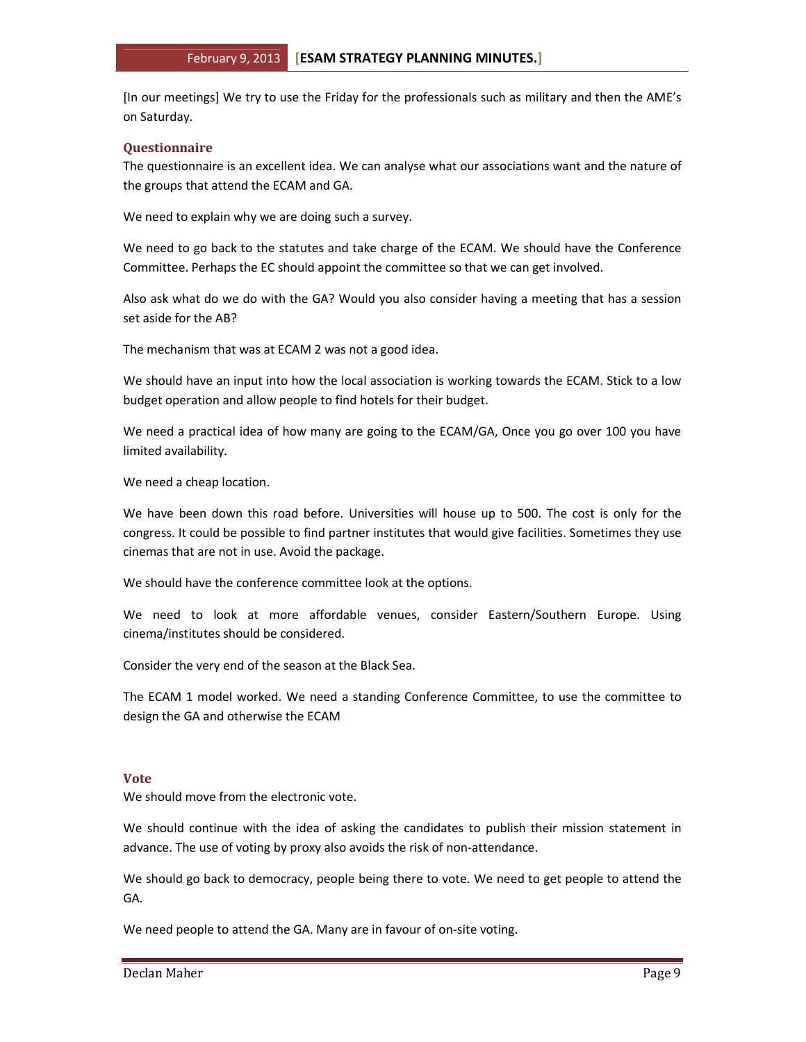[In our meetings] We try to use the Friday for the professionals such as military and then the AME's on Saturday.

### Questionnaire

The questionnaire is an excellent idea. We can analyse what our associations want and the nature of the groups that attend the ECAM and GA.

We need to explain why we are doing such a survey.

We need to go back to the statutes and take charge of the ECAM. We should have the Conference Committee. Perhaps the EC should appoint the committee so that we can get involved.

Also ask what do we do with the GA? Would you also consider having a meeting that has a session set aside for the AB?

The mechanism that was at ECAM 2 was not a good idea.

We should have an input into how the local association is working towards the ECAM. Stick to a low budget operation and allow people to find hotels for their budget.

We need a practical idea of how many are going to the ECAM/GA, Once you go over 100 you have limited availability.

We need a cheap location.

We have been down this road before. Universities will house up to 500. The cost is only for the congress. It could be possible to find partner institutes that would give facilities. Sometimes they use cinemas that are not in use. Avoid the package.

We should have the conference committee look at the options.

We need to look at more affordable venues, consider Eastern/Southern Europe. Using cinema/institutes should be considered.

Consider the very end of the season at the Black Sea.

The ECAM 1 model worked. We need a standing Conference Committee, to use the committee to design the GA and otherwise the ECAM

### Vote

We should move from the electronic vote.

We should continue with the idea of asking the candidates to publish their mission statement in advance. The use of voting by proxy also avoids the risk of non-attendance.

We should go back to democracy, people being there to vote. We need to get people to attend the GA.

We need people to attend the GA. Many are in favour of on-site voting.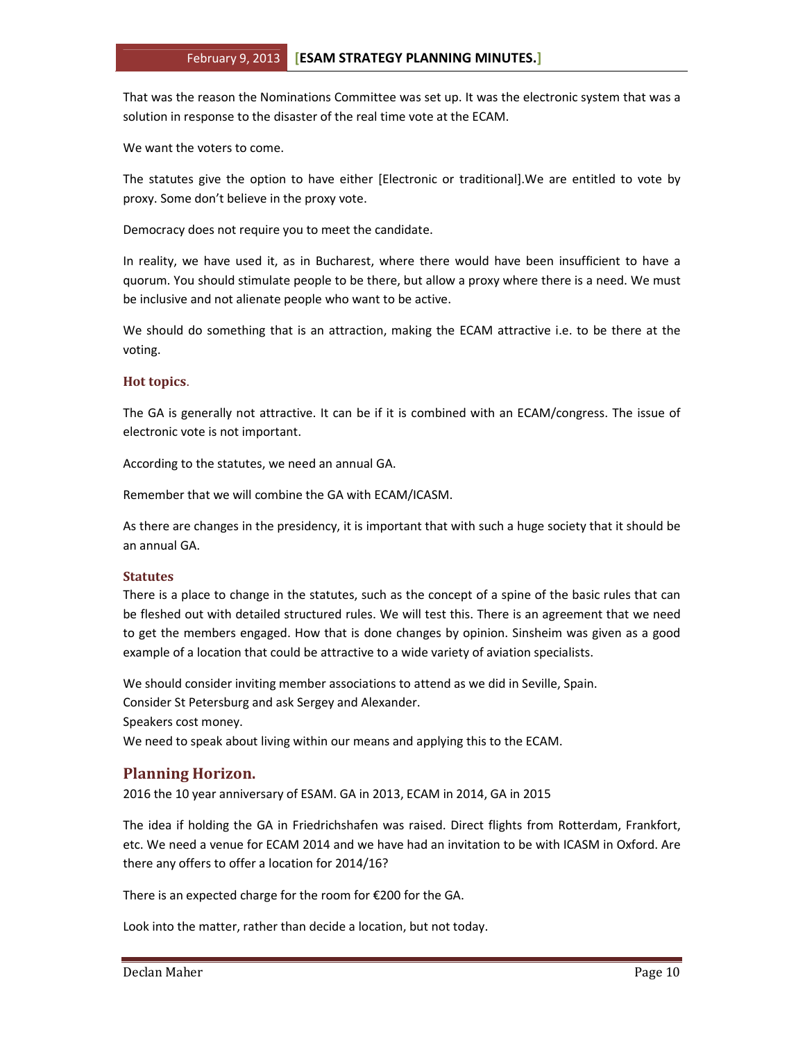That was the reason the Nominations Committee was set up. It was the electronic system that was a solution in response to the disaster of the real time vote at the ECAM.

We want the voters to come.

The statutes give the option to have either [Electronic or traditional].We are entitled to vote by proxy. Some don't believe in the proxy vote.

Democracy does not require you to meet the candidate.

In reality, we have used it, as in Bucharest, where there would have been insufficient to have a quorum. You should stimulate people to be there, but allow a proxy where there is a need. We must be inclusive and not alienate people who want to be active.

We should do something that is an attraction, making the ECAM attractive i.e. to be there at the voting.

### Hot topics.

The GA is generally not attractive. It can be if it is combined with an ECAM/congress. The issue of electronic vote is not important.

According to the statutes, we need an annual GA.

Remember that we will combine the GA with ECAM/ICASM.

As there are changes in the presidency, it is important that with such a huge society that it should be an annual GA.

### Statutes

There is a place to change in the statutes, such as the concept of a spine of the basic rules that can be fleshed out with detailed structured rules. We will test this. There is an agreement that we need to get the members engaged. How that is done changes by opinion. Sinsheim was given as a good example of a location that could be attractive to a wide variety of aviation specialists.

We should consider inviting member associations to attend as we did in Seville, Spain.
Consider St Petersburg and ask Sergey and Alexander.
Speakers cost money.
We need to speak about living within our means and applying this to the ECAM.

## Planning Horizon.

2016 the 10 year anniversary of ESAM. GA in 2013, ECAM in 2014, GA in 2015

The idea if holding the GA in Friedrichshafen was raised. Direct flights from Rotterdam, Frankfort, etc. We need a venue for ECAM 2014 and we have had an invitation to be with ICASM in Oxford. Are there any offers to offer a location for 2014/16?

There is an expected charge for the room for €200 for the GA.

Look into the matter, rather than decide a location, but not today.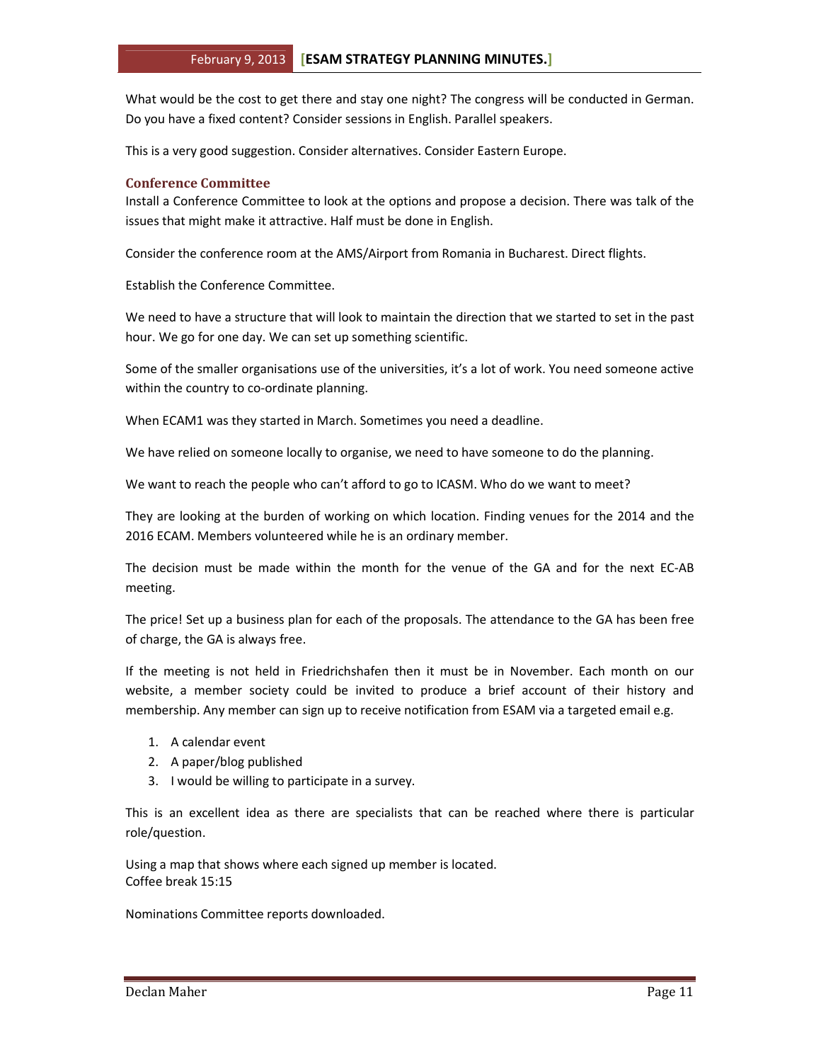What would be the cost to get there and stay one night? The congress will be conducted in German. Do you have a fixed content? Consider sessions in English. Parallel speakers.

This is a very good suggestion. Consider alternatives. Consider Eastern Europe.

### Conference Committee

Install a Conference Committee to look at the options and propose a decision. There was talk of the issues that might make it attractive. Half must be done in English.

Consider the conference room at the AMS/Airport from Romania in Bucharest. Direct flights.

Establish the Conference Committee.

We need to have a structure that will look to maintain the direction that we started to set in the past hour. We go for one day. We can set up something scientific.

Some of the smaller organisations use of the universities, it's a lot of work. You need someone active within the country to co-ordinate planning.

When ECAM1 was they started in March. Sometimes you need a deadline.

We have relied on someone locally to organise, we need to have someone to do the planning.

We want to reach the people who can't afford to go to ICASM. Who do we want to meet?

They are looking at the burden of working on which location. Finding venues for the 2014 and the 2016 ECAM. Members volunteered while he is an ordinary member.

The decision must be made within the month for the venue of the GA and for the next EC-AB meeting.

The price! Set up a business plan for each of the proposals. The attendance to the GA has been free of charge, the GA is always free.

If the meeting is not held in Friedrichshafen then it must be in November. Each month on our website, a member society could be invited to produce a brief account of their history and membership. Any member can sign up to receive notification from ESAM via a targeted email e.g.

1. A calendar event
2. A paper/blog published
3. I would be willing to participate in a survey.

This is an excellent idea as there are specialists that can be reached where there is particular role/question.

Using a map that shows where each signed up member is located.
Coffee break 15:15

Nominations Committee reports downloaded.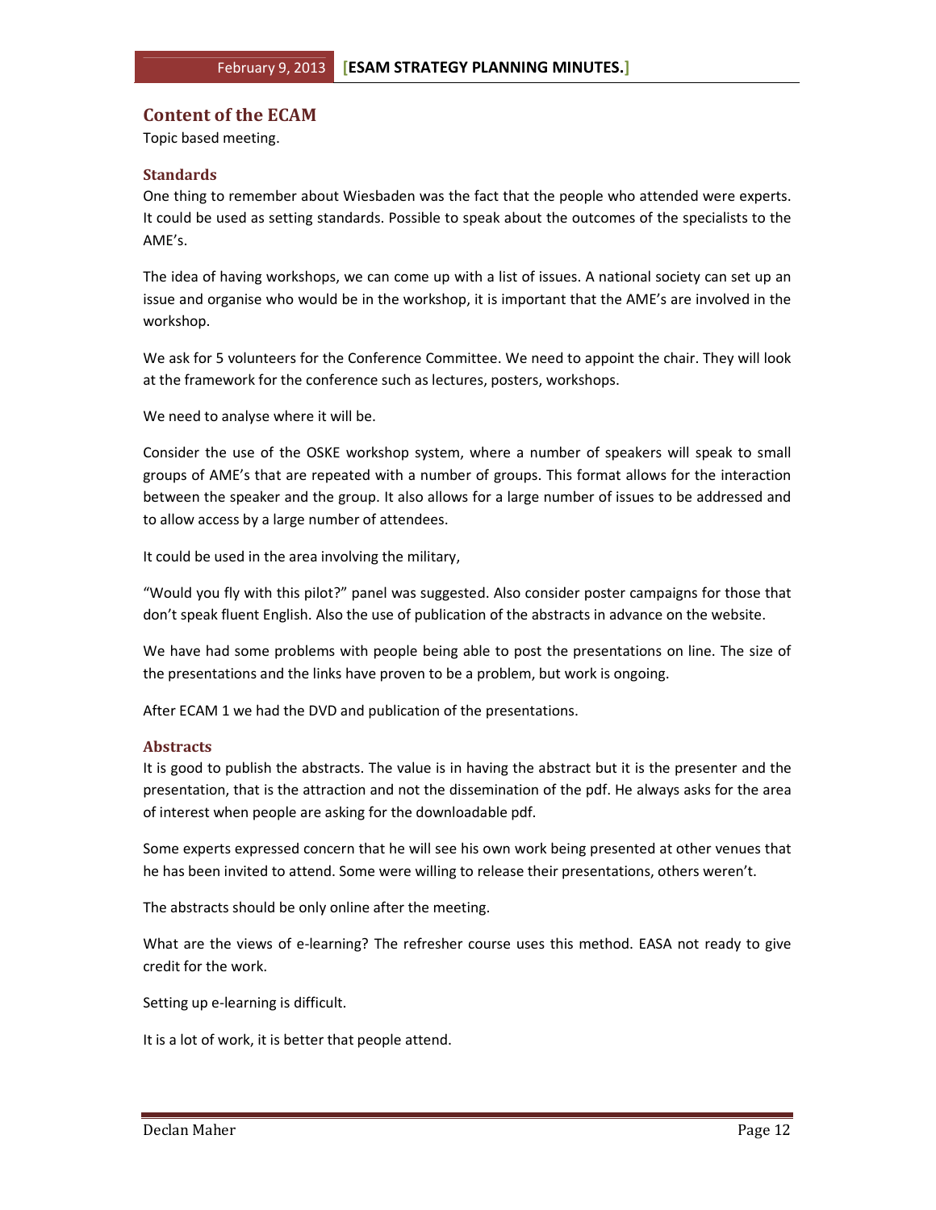## Content of the ECAM

Topic based meeting.

### Standards

One thing to remember about Wiesbaden was the fact that the people who attended were experts. It could be used as setting standards. Possible to speak about the outcomes of the specialists to the AME's.

The idea of having workshops, we can come up with a list of issues. A national society can set up an issue and organise who would be in the workshop, it is important that the AME's are involved in the workshop.

We ask for 5 volunteers for the Conference Committee. We need to appoint the chair. They will look at the framework for the conference such as lectures, posters, workshops.

We need to analyse where it will be.

Consider the use of the OSKE workshop system, where a number of speakers will speak to small groups of AME's that are repeated with a number of groups. This format allows for the interaction between the speaker and the group. It also allows for a large number of issues to be addressed and to allow access by a large number of attendees.

It could be used in the area involving the military,

"Would you fly with this pilot?" panel was suggested. Also consider poster campaigns for those that don't speak fluent English. Also the use of publication of the abstracts in advance on the website.

We have had some problems with people being able to post the presentations on line. The size of the presentations and the links have proven to be a problem, but work is ongoing.

After ECAM 1 we had the DVD and publication of the presentations.

### Abstracts

It is good to publish the abstracts. The value is in having the abstract but it is the presenter and the presentation, that is the attraction and not the dissemination of the pdf. He always asks for the area of interest when people are asking for the downloadable pdf.

Some experts expressed concern that he will see his own work being presented at other venues that he has been invited to attend. Some were willing to release their presentations, others weren't.

The abstracts should be only online after the meeting.

What are the views of e-learning? The refresher course uses this method. EASA not ready to give credit for the work.

Setting up e-learning is difficult.

It is a lot of work, it is better that people attend.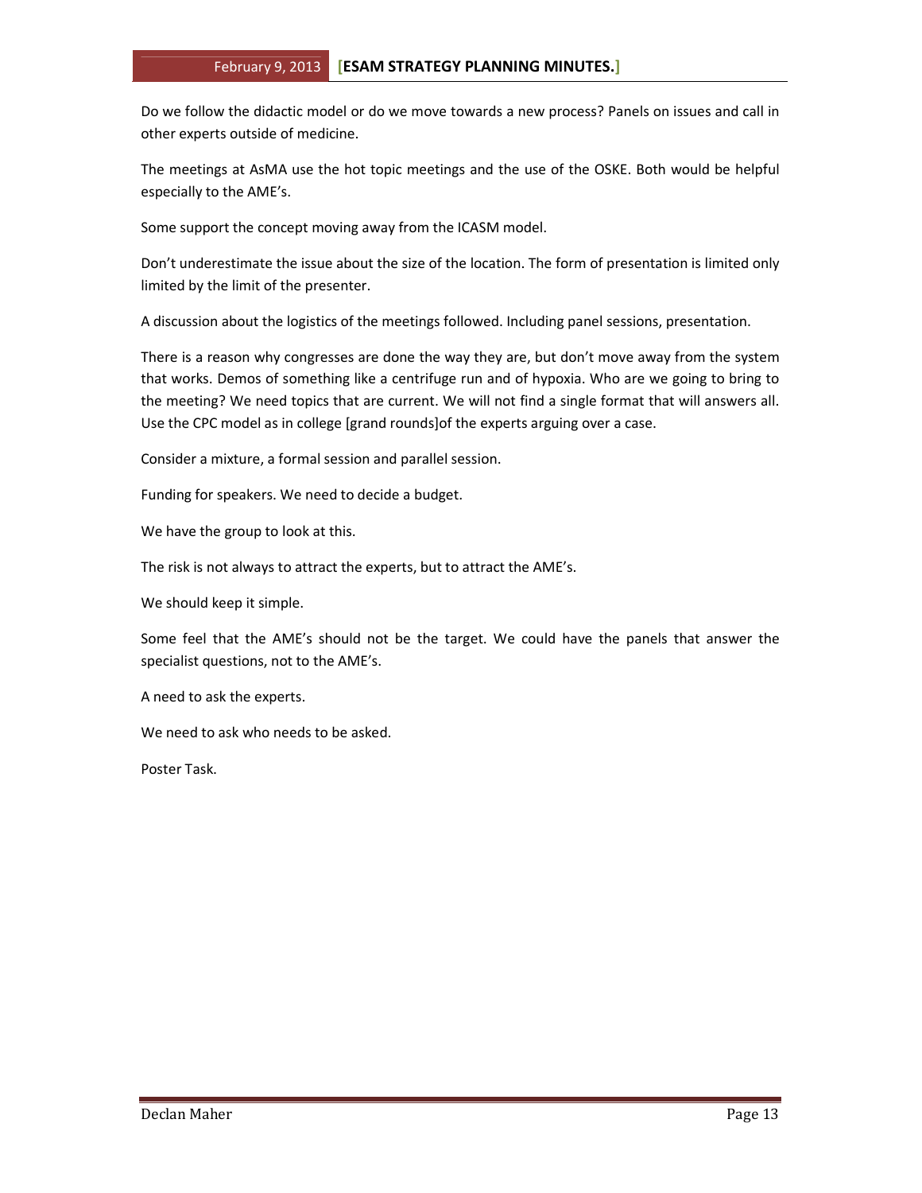Do we follow the didactic model or do we move towards a new process? Panels on issues and call in other experts outside of medicine.

The meetings at AsMA use the hot topic meetings and the use of the OSKE. Both would be helpful especially to the AME's.

Some support the concept moving away from the ICASM model.

Don't underestimate the issue about the size of the location. The form of presentation is limited only limited by the limit of the presenter.

A discussion about the logistics of the meetings followed. Including panel sessions, presentation.

There is a reason why congresses are done the way they are, but don't move away from the system that works. Demos of something like a centrifuge run and of hypoxia. Who are we going to bring to the meeting? We need topics that are current. We will not find a single format that will answers all. Use the CPC model as in college [grand rounds]of the experts arguing over a case.

Consider a mixture, a formal session and parallel session.

Funding for speakers. We need to decide a budget.

We have the group to look at this.

The risk is not always to attract the experts, but to attract the AME's.

We should keep it simple.

Some feel that the AME's should not be the target. We could have the panels that answer the specialist questions, not to the AME's.

A need to ask the experts.

We need to ask who needs to be asked.

Poster Task.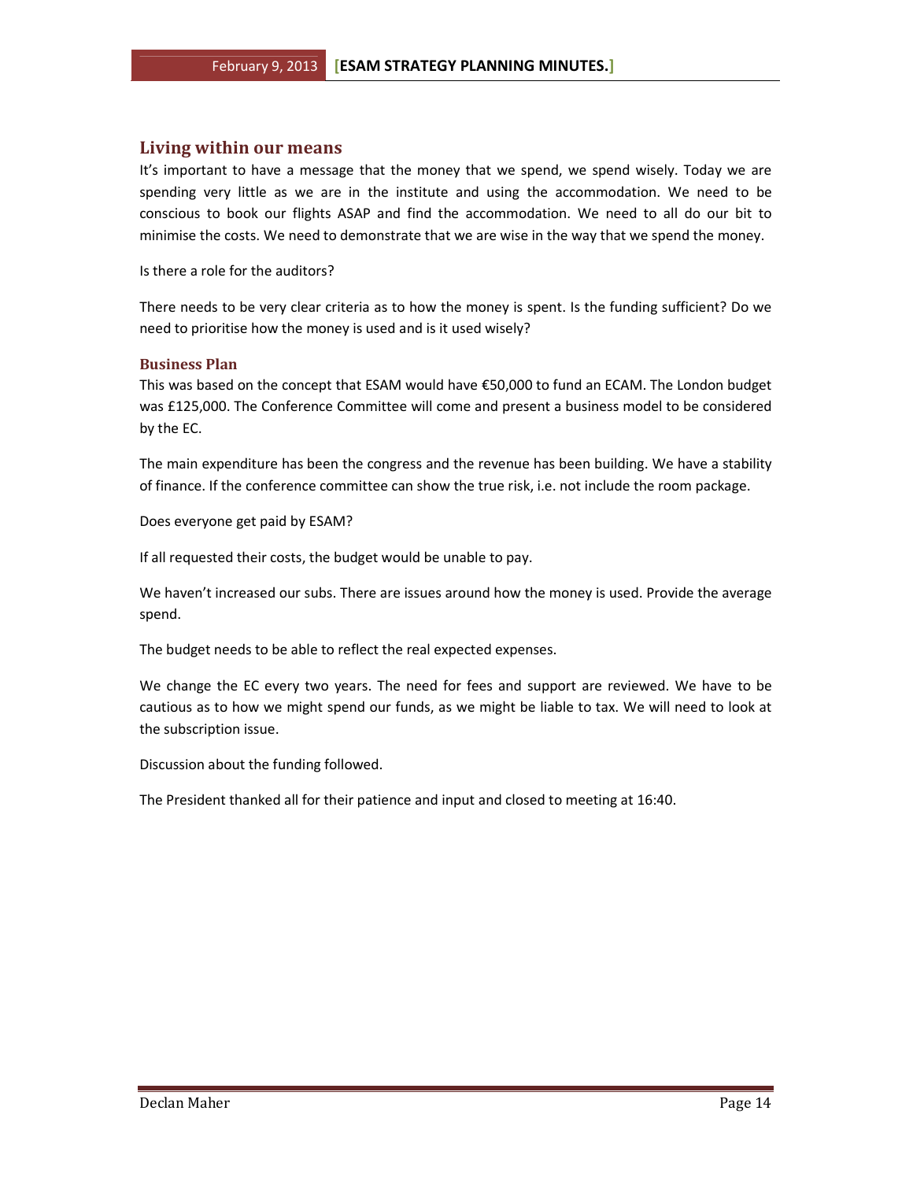## Living within our means

It's important to have a message that the money that we spend, we spend wisely. Today we are spending very little as we are in the institute and using the accommodation. We need to be conscious to book our flights ASAP and find the accommodation. We need to all do our bit to minimise the costs. We need to demonstrate that we are wise in the way that we spend the money.

Is there a role for the auditors?

There needs to be very clear criteria as to how the money is spent. Is the funding sufficient? Do we need to prioritise how the money is used and is it used wisely?

### Business Plan

This was based on the concept that ESAM would have €50,000 to fund an ECAM. The London budget was £125,000. The Conference Committee will come and present a business model to be considered by the EC.

The main expenditure has been the congress and the revenue has been building. We have a stability of finance. If the conference committee can show the true risk, i.e. not include the room package.

Does everyone get paid by ESAM?

If all requested their costs, the budget would be unable to pay.

We haven't increased our subs. There are issues around how the money is used. Provide the average spend.

The budget needs to be able to reflect the real expected expenses.

We change the EC every two years. The need for fees and support are reviewed. We have to be cautious as to how we might spend our funds, as we might be liable to tax. We will need to look at the subscription issue.

Discussion about the funding followed.

The President thanked all for their patience and input and closed to meeting at 16:40.